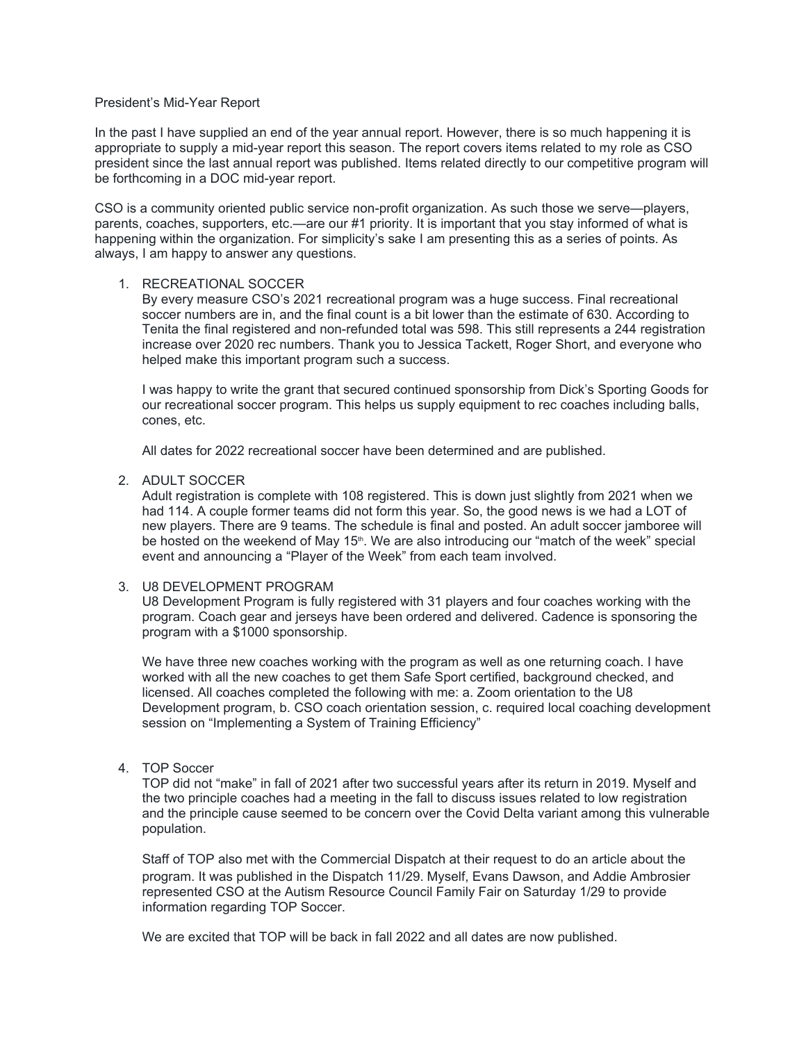President's Mid-Year Report

In the past I have supplied an end of the year annual report. However, there is so much happening it is appropriate to supply a mid-year report this season. The report covers items related to my role as CSO president since the last annual report was published. Items related directly to our competitive program will be forthcoming in a DOC mid-year report.

CSO is a community oriented public service non-profit organization. As such those we serve—players, parents, coaches, supporters, etc.—are our #1 priority. It is important that you stay informed of what is happening within the organization. For simplicity's sake I am presenting this as a series of points. As always, I am happy to answer any questions.

1. RECREATIONAL SOCCER

   By every measure CSO's 2021 recreational program was a huge success. Final recreational soccer numbers are in, and the final count is a bit lower than the estimate of 630. According to Tenita the final registered and non-refunded total was 598. This still represents a 244 registration increase over 2020 rec numbers. Thank you to Jessica Tackett, Roger Short, and everyone who helped make this important program such a success.

   I was happy to write the grant that secured continued sponsorship from Dick's Sporting Goods for our recreational soccer program. This helps us supply equipment to rec coaches including balls, cones, etc.

   All dates for 2022 recreational soccer have been determined and are published.

2. ADULT SOCCER

   Adult registration is complete with 108 registered. This is down just slightly from 2021 when we had 114. A couple former teams did not form this year. So, the good news is we had a LOT of new players. There are 9 teams. The schedule is final and posted. An adult soccer jamboree will be hosted on the weekend of May 15th. We are also introducing our "match of the week" special event and announcing a "Player of the Week" from each team involved.

3. U8 DEVELOPMENT PROGRAM

   U8 Development Program is fully registered with 31 players and four coaches working with the program. Coach gear and jerseys have been ordered and delivered. Cadence is sponsoring the program with a $1000 sponsorship.

   We have three new coaches working with the program as well as one returning coach. I have worked with all the new coaches to get them Safe Sport certified, background checked, and licensed. All coaches completed the following with me: a. Zoom orientation to the U8 Development program, b. CSO coach orientation session, c. required local coaching development session on "Implementing a System of Training Efficiency"

4. TOP Soccer

   TOP did not "make" in fall of 2021 after two successful years after its return in 2019. Myself and the two principle coaches had a meeting in the fall to discuss issues related to low registration and the principle cause seemed to be concern over the Covid Delta variant among this vulnerable population.

   Staff of TOP also met with the Commercial Dispatch at their request to do an article about the program. It was published in the Dispatch 11/29. Myself, Evans Dawson, and Addie Ambrosier represented CSO at the Autism Resource Council Family Fair on Saturday 1/29 to provide information regarding TOP Soccer.

   We are excited that TOP will be back in fall 2022 and all dates are now published.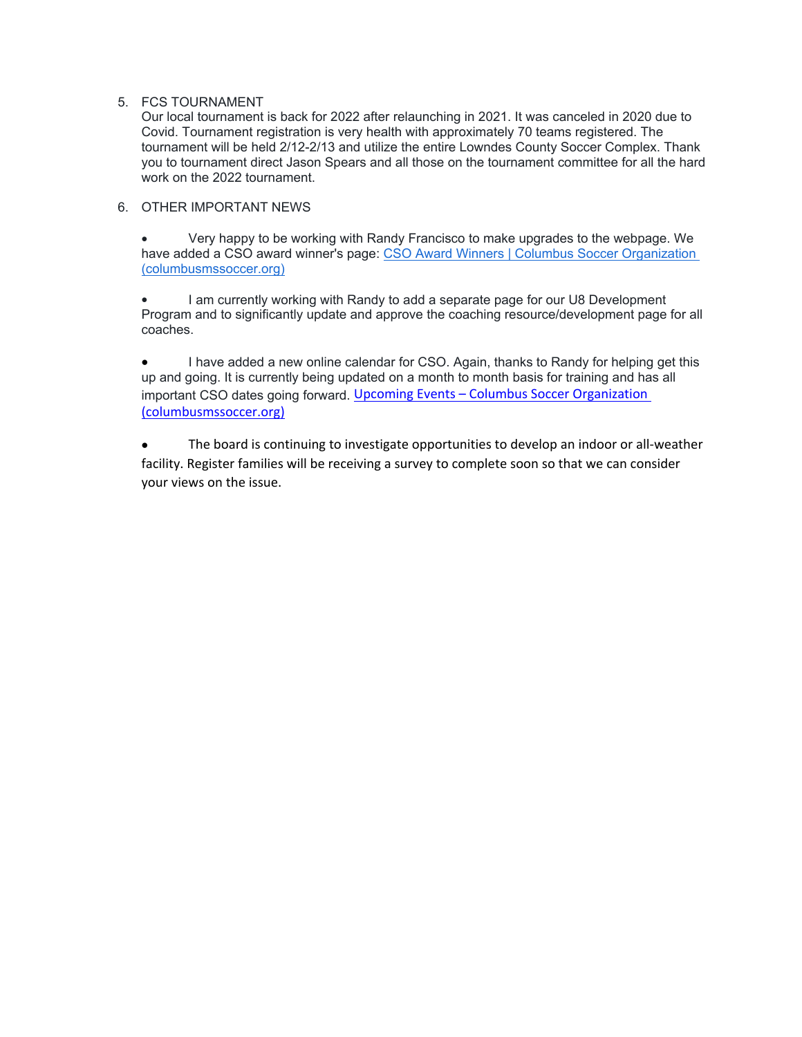5. FCS TOURNAMENT
   Our local tournament is back for 2022 after relaunching in 2021. It was canceled in 2020 due to Covid. Tournament registration is very health with approximately 70 teams registered. The tournament will be held 2/12-2/13 and utilize the entire Lowndes County Soccer Complex. Thank you to tournament direct Jason Spears and all those on the tournament committee for all the hard work on the 2022 tournament.

6. OTHER IMPORTANT NEWS

   - Very happy to be working with Randy Francisco to make upgrades to the webpage. We have added a CSO award winner's page: [CSO Award Winners | Columbus Soccer Organization (columbusmssoccer.org)]

   - I am currently working with Randy to add a separate page for our U8 Development Program and to significantly update and approve the coaching resource/development page for all coaches.

   - I have added a new online calendar for CSO. Again, thanks to Randy for helping get this up and going. It is currently being updated on a month to month basis for training and has all important CSO dates going forward. [Upcoming Events – Columbus Soccer Organization (columbusmssoccer.org)]

   - The board is continuing to investigate opportunities to develop an indoor or all-weather facility. Register families will be receiving a survey to complete soon so that we can consider your views on the issue.